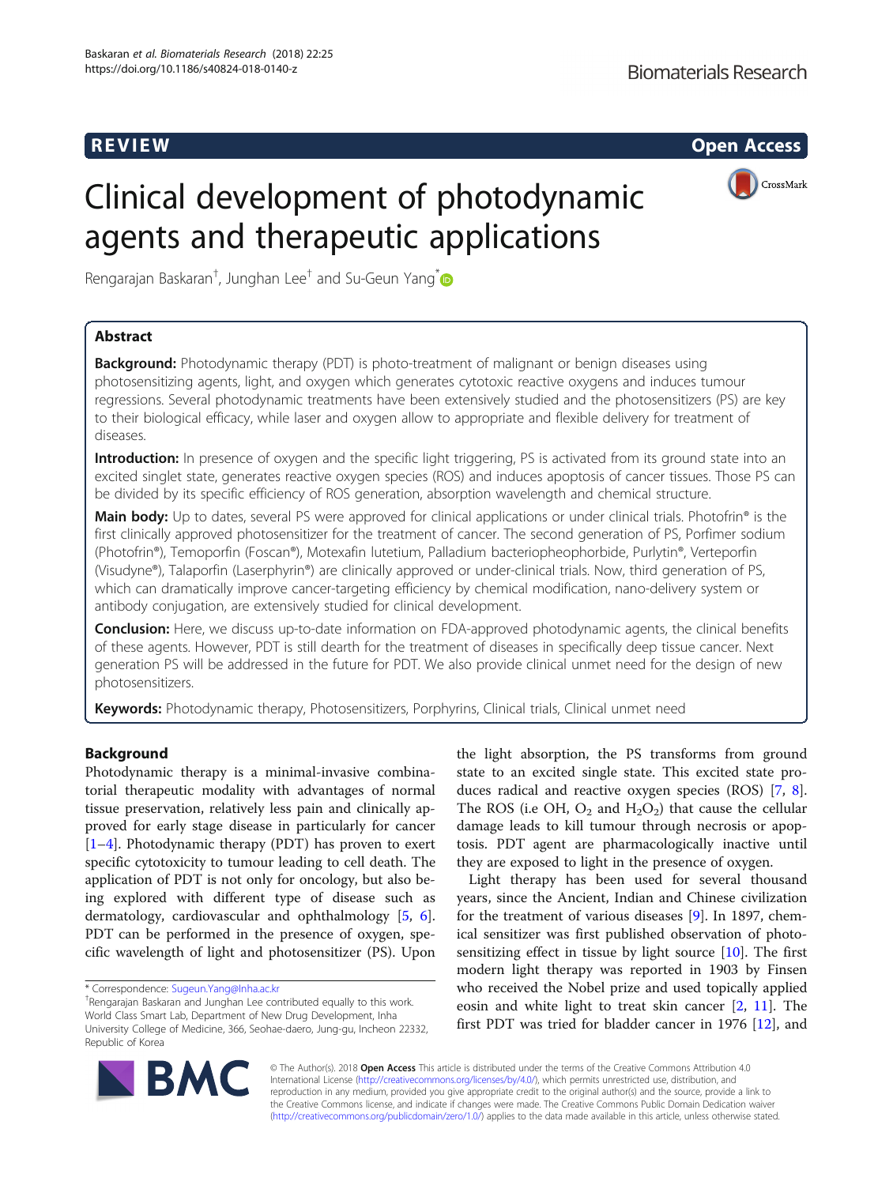REVIEW Open Access

# Clinical development of photodynamic agents and therapeutic applications

Rengarajan Baskaran[†], Junghan Lee[†] and Su-Geun Yang[*]

## Abstract

**Background:** Photodynamic therapy (PDT) is photo-treatment of malignant or benign diseases using photosensitizing agents, light, and oxygen which generates cytotoxic reactive oxygens and induces tumour regressions. Several photodynamic treatments have been extensively studied and the photosensitizers (PS) are key to their biological efficacy, while laser and oxygen allow to appropriate and flexible delivery for treatment of diseases.

**Introduction:** In presence of oxygen and the specific light triggering, PS is activated from its ground state into an excited singlet state, generates reactive oxygen species (ROS) and induces apoptosis of cancer tissues. Those PS can be divided by its specific efficiency of ROS generation, absorption wavelength and chemical structure.

**Main body:** Up to dates, several PS were approved for clinical applications or under clinical trials. Photofrin® is the first clinically approved photosensitizer for the treatment of cancer. The second generation of PS, Porfimer sodium (Photofrin®), Temoporfin (Foscan®), Motexafin lutetium, Palladium bacteriopheophorbide, Purlytin®, Verteporfin (Visudyne®), Talaporfin (Laserphyrin®) are clinically approved or under-clinical trials. Now, third generation of PS, which can dramatically improve cancer-targeting efficiency by chemical modification, nano-delivery system or antibody conjugation, are extensively studied for clinical development.

**Conclusion:** Here, we discuss up-to-date information on FDA-approved photodynamic agents, the clinical benefits of these agents. However, PDT is still dearth for the treatment of diseases in specifically deep tissue cancer. Next generation PS will be addressed in the future for PDT. We also provide clinical unmet need for the design of new photosensitizers.

**Keywords:** Photodynamic therapy, Photosensitizers, Porphyrins, Clinical trials, Clinical unmet need

## Background

Photodynamic therapy is a minimal-invasive combinatorial therapeutic modality with advantages of normal tissue preservation, relatively less pain and clinically approved for early stage disease in particularly for cancer [1–4]. Photodynamic therapy (PDT) has proven to exert specific cytotoxicity to tumour leading to cell death. The application of PDT is not only for oncology, but also being explored with different type of disease such as dermatology, cardiovascular and ophthalmology [5, 6]. PDT can be performed in the presence of oxygen, specific wavelength of light and photosensitizer (PS). Upon the light absorption, the PS transforms from ground state to an excited single state. This excited state produces radical and reactive oxygen species (ROS) [7, 8]. The ROS (i.e OH, $O_2$ and $H_2O_2$) that cause the cellular damage leads to kill tumour through necrosis or apoptosis. PDT agent are pharmacologically inactive until they are exposed to light in the presence of oxygen.

Light therapy has been used for several thousand years, since the Ancient, Indian and Chinese civilization for the treatment of various diseases [9]. In 1897, chemical sensitizer was first published observation of photosensitizing effect in tissue by light source [10]. The first modern light therapy was reported in 1903 by Finsen who received the Nobel prize and used topically applied eosin and white light to treat skin cancer [2, 11]. The first PDT was tried for bladder cancer in 1976 [12], and

\* Correspondence: Sugeun.Yang@inha.ac.kr
[†]Rengarajan Baskaran and Junghan Lee contributed equally to this work.
World Class Smart Lab, Department of New Drug Development, Inha University College of Medicine, 366, Seohae-daero, Jung-gu, Incheon 22332, Republic of Korea

© The Author(s). 2018 **Open Access** This article is distributed under the terms of the Creative Commons Attribution 4.0 International License (http://creativecommons.org/licenses/by/4.0/), which permits unrestricted use, distribution, and reproduction in any medium, provided you give appropriate credit to the original author(s) and the source, provide a link to the Creative Commons license, and indicate if changes were made. The Creative Commons Public Domain Dedication waiver (http://creativecommons.org/publicdomain/zero/1.0/) applies to the data made available in this article, unless otherwise stated.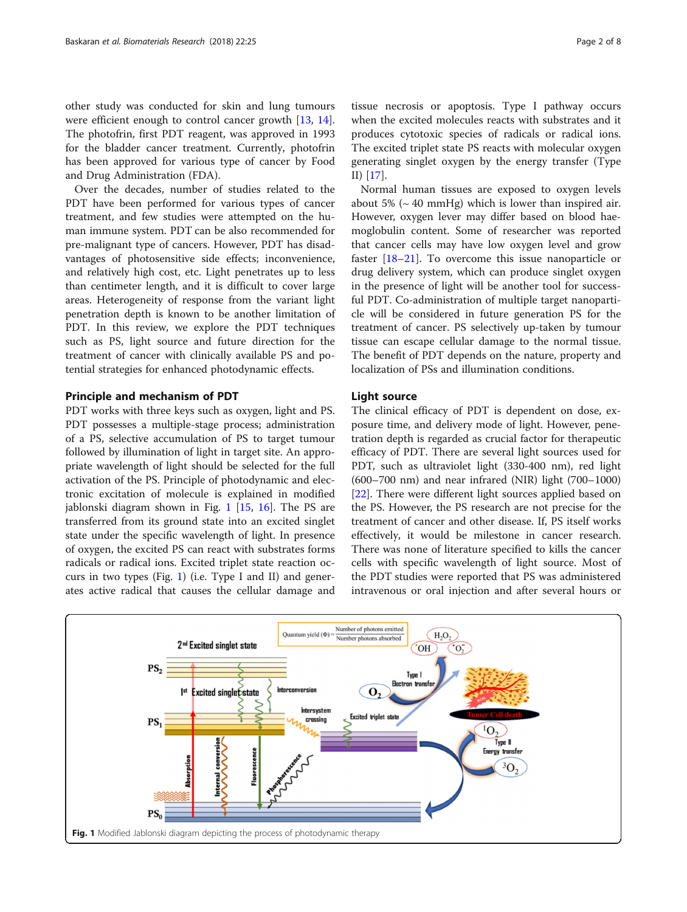other study was conducted for skin and lung tumours were efficient enough to control cancer growth [13, 14]. The photofrin, first PDT reagent, was approved in 1993 for the bladder cancer treatment. Currently, photofrin has been approved for various type of cancer by Food and Drug Administration (FDA).

Over the decades, number of studies related to the PDT have been performed for various types of cancer treatment, and few studies were attempted on the human immune system. PDT can be also recommended for pre-malignant type of cancers. However, PDT has disadvantages of photosensitive side effects; inconvenience, and relatively high cost, etc. Light penetrates up to less than centimeter length, and it is difficult to cover large areas. Heterogeneity of response from the variant light penetration depth is known to be another limitation of PDT. In this review, we explore the PDT techniques such as PS, light source and future direction for the treatment of cancer with clinically available PS and potential strategies for enhanced photodynamic effects.

## Principle and mechanism of PDT

PDT works with three keys such as oxygen, light and PS. PDT possesses a multiple-stage process; administration of a PS, selective accumulation of PS to target tumour followed by illumination of light in target site. An appropriate wavelength of light should be selected for the full activation of the PS. Principle of photodynamic and electronic excitation of molecule is explained in modified jablonski diagram shown in Fig. 1 [15, 16]. The PS are transferred from its ground state into an excited singlet state under the specific wavelength of light. In presence of oxygen, the excited PS can react with substrates forms radicals or radical ions. Excited triplet state reaction occurs in two types (Fig. 1) (i.e. Type I and II) and generates active radical that causes the cellular damage and tissue necrosis or apoptosis. Type I pathway occurs when the excited molecules reacts with substrates and it produces cytotoxic species of radicals or radical ions. The excited triplet state PS reacts with molecular oxygen generating singlet oxygen by the energy transfer (Type II) [17].

Normal human tissues are exposed to oxygen levels about 5% (~ 40 mmHg) which is lower than inspired air. However, oxygen lever may differ based on blood haemoglobulin content. Some of researcher was reported that cancer cells may have low oxygen level and grow faster [18–21]. To overcome this issue nanoparticle or drug delivery system, which can produce singlet oxygen in the presence of light will be another tool for successful PDT. Co-administration of multiple target nanoparticle will be considered in future generation PS for the treatment of cancer. PS selectively up-taken by tumour tissue can escape cellular damage to the normal tissue. The benefit of PDT depends on the nature, property and localization of PSs and illumination conditions.

## Light source

The clinical efficacy of PDT is dependent on dose, exposure time, and delivery mode of light. However, penetration depth is regarded as crucial factor for therapeutic efficacy of PDT. There are several light sources used for PDT, such as ultraviolet light (330-400 nm), red light (600–700 nm) and near infrared (NIR) light (700–1000) [22]. There were different light sources applied based on the PS. However, the PS research are not precise for the treatment of cancer and other disease. If, PS itself works effectively, it would be milestone in cancer research. There was none of literature specified to kills the cancer cells with specific wavelength of light source. Most of the PDT studies were reported that PS was administered intravenous or oral injection and after several hours or

**Fig. 1** Modified Jablonski diagram depicting the process of photodynamic therapy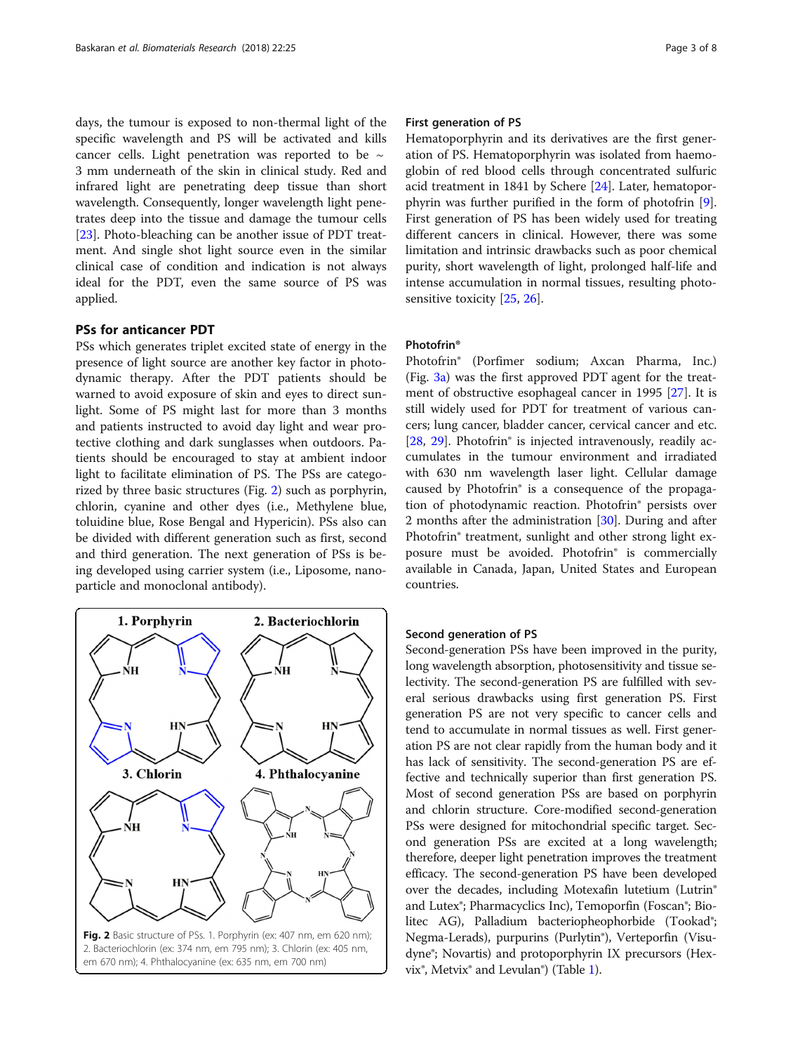days, the tumour is exposed to non-thermal light of the specific wavelength and PS will be activated and kills cancer cells. Light penetration was reported to be ~ 3 mm underneath of the skin in clinical study. Red and infrared light are penetrating deep tissue than short wavelength. Consequently, longer wavelength light penetrates deep into the tissue and damage the tumour cells [23]. Photo-bleaching can be another issue of PDT treatment. And single shot light source even in the similar clinical case of condition and indication is not always ideal for the PDT, even the same source of PS was applied.

## PSs for anticancer PDT

PSs which generates triplet excited state of energy in the presence of light source are another key factor in photodynamic therapy. After the PDT patients should be warned to avoid exposure of skin and eyes to direct sunlight. Some of PS might last for more than 3 months and patients instructed to avoid day light and wear protective clothing and dark sunglasses when outdoors. Patients should be encouraged to stay at ambient indoor light to facilitate elimination of PS. The PSs are categorized by three basic structures (Fig. 2) such as porphyrin, chlorin, cyanine and other dyes (i.e., Methylene blue, toluidine blue, Rose Bengal and Hypericin). PSs also can be divided with different generation such as first, second and third generation. The next generation of PSs is being developed using carrier system (i.e., Liposome, nanoparticle and monoclonal antibody).

**Fig. 2** Basic structure of PSs. 1. Porphyrin (ex: 407 nm, em 620 nm); 2. Bacteriochlorin (ex: 374 nm, em 795 nm); 3. Chlorin (ex: 405 nm, em 670 nm); 4. Phthalocyanine (ex: 635 nm, em 700 nm)

### First generation of PS

Hematoporphyrin and its derivatives are the first generation of PS. Hematoporphyrin was isolated from haemoglobin of red blood cells through concentrated sulfuric acid treatment in 1841 by Schere [24]. Later, hematoporphyrin was further purified in the form of photofrin [9]. First generation of PS has been widely used for treating different cancers in clinical. However, there was some limitation and intrinsic drawbacks such as poor chemical purity, short wavelength of light, prolonged half-life and intense accumulation in normal tissues, resulting photosensitive toxicity [25, 26].

### Photofrin®

Photofrin® (Porfimer sodium; Axcan Pharma, Inc.) (Fig. 3a) was the first approved PDT agent for the treatment of obstructive esophageal cancer in 1995 [27]. It is still widely used for PDT for treatment of various cancers; lung cancer, bladder cancer, cervical cancer and etc. [28, 29]. Photofrin® is injected intravenously, readily accumulates in the tumour environment and irradiated with 630 nm wavelength laser light. Cellular damage caused by Photofrin® is a consequence of the propagation of photodynamic reaction. Photofrin® persists over 2 months after the administration [30]. During and after Photofrin® treatment, sunlight and other strong light exposure must be avoided. Photofrin® is commercially available in Canada, Japan, United States and European countries.

### Second generation of PS

Second-generation PSs have been improved in the purity, long wavelength absorption, photosensitivity and tissue selectivity. The second-generation PS are fulfilled with several serious drawbacks using first generation PS. First generation PS are not very specific to cancer cells and tend to accumulate in normal tissues as well. First generation PS are not clear rapidly from the human body and it has lack of sensitivity. The second-generation PS are effective and technically superior than first generation PS. Most of second generation PSs are based on porphyrin and chlorin structure. Core-modified second-generation PSs were designed for mitochondrial specific target. Second generation PSs are excited at a long wavelength; therefore, deeper light penetration improves the treatment efficacy. The second-generation PS have been developed over the decades, including Motexafin lutetium (Lutrin® and Lutex®; Pharmacyclics Inc), Temoporfin (Foscan®; Biolitec AG), Palladium bacteriopheophorbide (Tookad®; Negma-Lerads), purpurins (Purlytin®), Verteporfin (Visudyne®; Novartis) and protoporphyrin IX precursors (Hexvix®, Metvix® and Levulan®) (Table 1).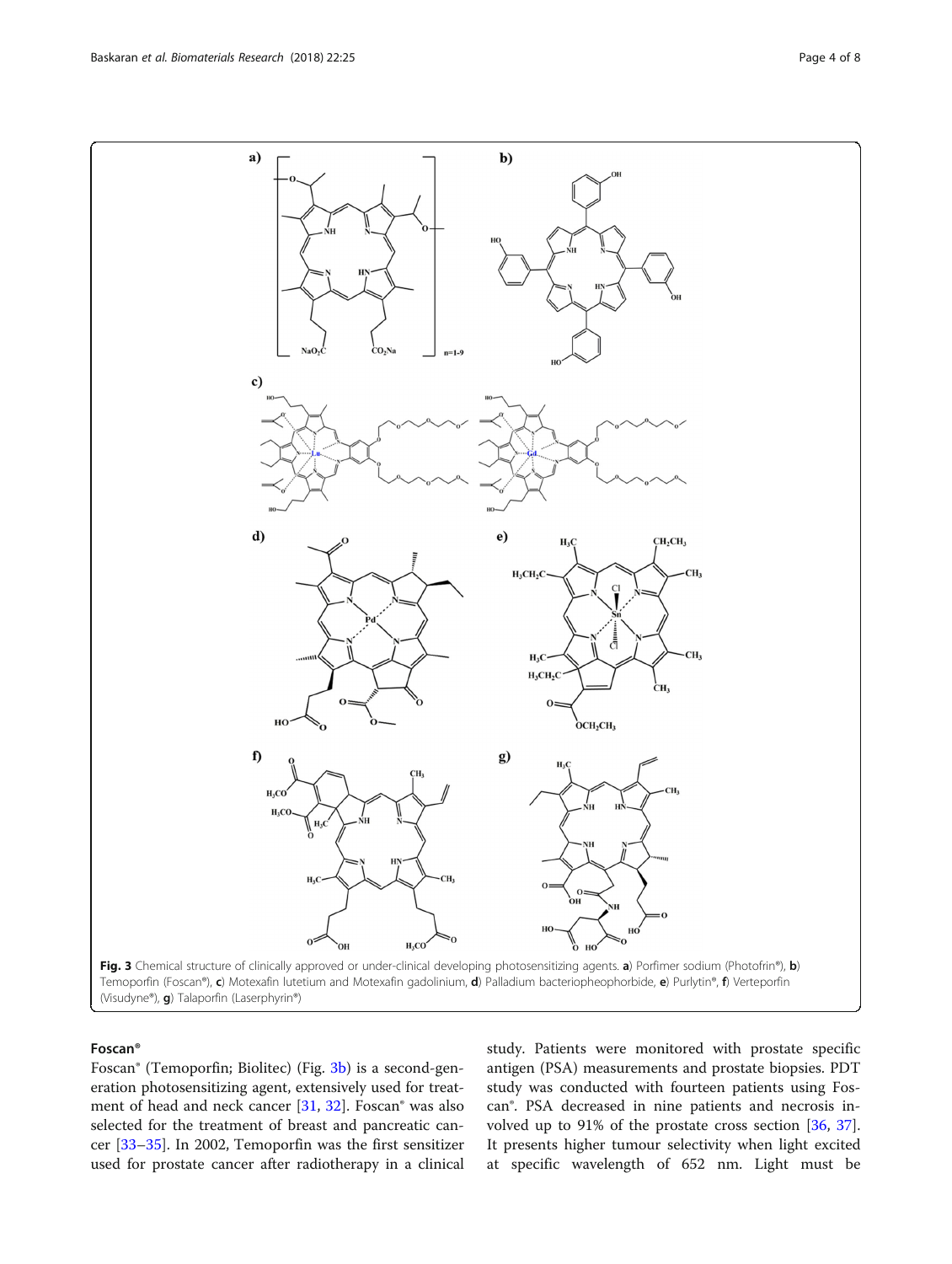Fig. 3 Chemical structure of clinically approved or under-clinical developing photosensitizing agents. **a**) Porfimer sodium (Photofrin®), **b**) Temoporfin (Foscan®), **c**) Motexafin lutetium and Motexafin gadolinium, **d**) Palladium bacteriopheophorbide, **e**) Purlytin®, **f**) Verteporfin (Visudyne®), **g**) Talaporfin (Laserphyrin®)

### Foscan®

Foscan® (Temoporfin; Biolitec) (Fig. 3b) is a second-generation photosensitizing agent, extensively used for treatment of head and neck cancer [31, 32]. Foscan® was also selected for the treatment of breast and pancreatic cancer [33–35]. In 2002, Temoporfin was the first sensitizer used for prostate cancer after radiotherapy in a clinical study. Patients were monitored with prostate specific antigen (PSA) measurements and prostate biopsies. PDT study was conducted with fourteen patients using Foscan®. PSA decreased in nine patients and necrosis involved up to 91% of the prostate cross section [36, 37]. It presents higher tumour selectivity when light excited at specific wavelength of 652 nm. Light must be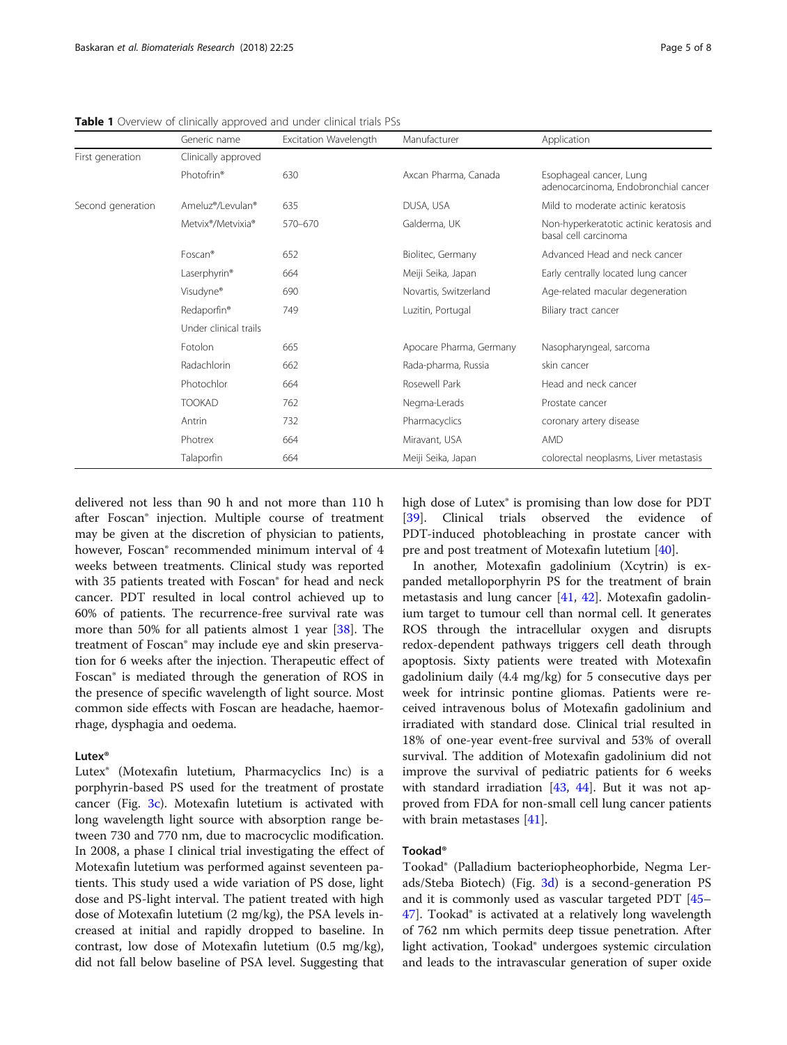**Table 1** Overview of clinically approved and under clinical trials PSs

| | Generic name | Excitation Wavelength | Manufacturer | Application |
|---|---|---|---|---|
| First generation | Clinically approved | | | |
| | Photofrin® | 630 | Axcan Pharma, Canada | Esophageal cancer, Lung adenocarcinoma, Endobronchial cancer |
| Second generation | Ameluz®/Levulan® | 635 | DUSA, USA | Mild to moderate actinic keratosis |
| | Metvix®/Metvixia® | 570–670 | Galderma, UK | Non-hyperkeratotic actinic keratosis and basal cell carcinoma |
| | Foscan® | 652 | Biolitec, Germany | Advanced Head and neck cancer |
| | Laserphyrin® | 664 | Meiji Seika, Japan | Early centrally located lung cancer |
| | Visudyne® | 690 | Novartis, Switzerland | Age-related macular degeneration |
| | Redaporfin® | 749 | Luzitin, Portugal | Biliary tract cancer |
| | Under clinical trails | | | |
| | Fotolon | 665 | Apocare Pharma, Germany | Nasopharyngeal, sarcoma |
| | Radachlorin | 662 | Rada-pharma, Russia | skin cancer |
| | Photochlor | 664 | Rosewell Park | Head and neck cancer |
| | TOOKAD | 762 | Negma-Lerads | Prostate cancer |
| | Antrin | 732 | Pharmacyclics | coronary artery disease |
| | Photrex | 664 | Miravant, USA | AMD |
| | Talaporfin | 664 | Meiji Seika, Japan | colorectal neoplasms, Liver metastasis |

delivered not less than 90 h and not more than 110 h after Foscan® injection. Multiple course of treatment may be given at the discretion of physician to patients, however, Foscan® recommended minimum interval of 4 weeks between treatments. Clinical study was reported with 35 patients treated with Foscan® for head and neck cancer. PDT resulted in local control achieved up to 60% of patients. The recurrence-free survival rate was more than 50% for all patients almost 1 year [38]. The treatment of Foscan® may include eye and skin preservation for 6 weeks after the injection. Therapeutic effect of Foscan® is mediated through the generation of ROS in the presence of specific wavelength of light source. Most common side effects with Foscan are headache, haemorrhage, dysphagia and oedema.

#### Lutex®

Lutex® (Motexafin lutetium, Pharmacyclics Inc) is a porphyrin-based PS used for the treatment of prostate cancer (Fig. 3c). Motexafin lutetium is activated with long wavelength light source with absorption range between 730 and 770 nm, due to macrocyclic modification. In 2008, a phase I clinical trial investigating the effect of Motexafin lutetium was performed against seventeen patients. This study used a wide variation of PS dose, light dose and PS-light interval. The patient treated with high dose of Motexafin lutetium (2 mg/kg), the PSA levels increased at initial and rapidly dropped to baseline. In contrast, low dose of Motexafin lutetium (0.5 mg/kg), did not fall below baseline of PSA level. Suggesting that high dose of Lutex® is promising than low dose for PDT [39]. Clinical trials observed the evidence of PDT-induced photobleaching in prostate cancer with pre and post treatment of Motexafin lutetium [40].

In another, Motexafin gadolinium (Xcytrin) is expanded metalloporphyrin PS for the treatment of brain metastasis and lung cancer [41, 42]. Motexafin gadolinium target to tumour cell than normal cell. It generates ROS through the intracellular oxygen and disrupts redox-dependent pathways triggers cell death through apoptosis. Sixty patients were treated with Motexafin gadolinium daily (4.4 mg/kg) for 5 consecutive days per week for intrinsic pontine gliomas. Patients were received intravenous bolus of Motexafin gadolinium and irradiated with standard dose. Clinical trial resulted in 18% of one-year event-free survival and 53% of overall survival. The addition of Motexafin gadolinium did not improve the survival of pediatric patients for 6 weeks with standard irradiation [43, 44]. But it was not approved from FDA for non-small cell lung cancer patients with brain metastases [41].

#### Tookad®

Tookad® (Palladium bacteriopheophorbide, Negma Lerads/Steba Biotech) (Fig. 3d) is a second-generation PS and it is commonly used as vascular targeted PDT [45–47]. Tookad® is activated at a relatively long wavelength of 762 nm which permits deep tissue penetration. After light activation, Tookad® undergoes systemic circulation and leads to the intravascular generation of super oxide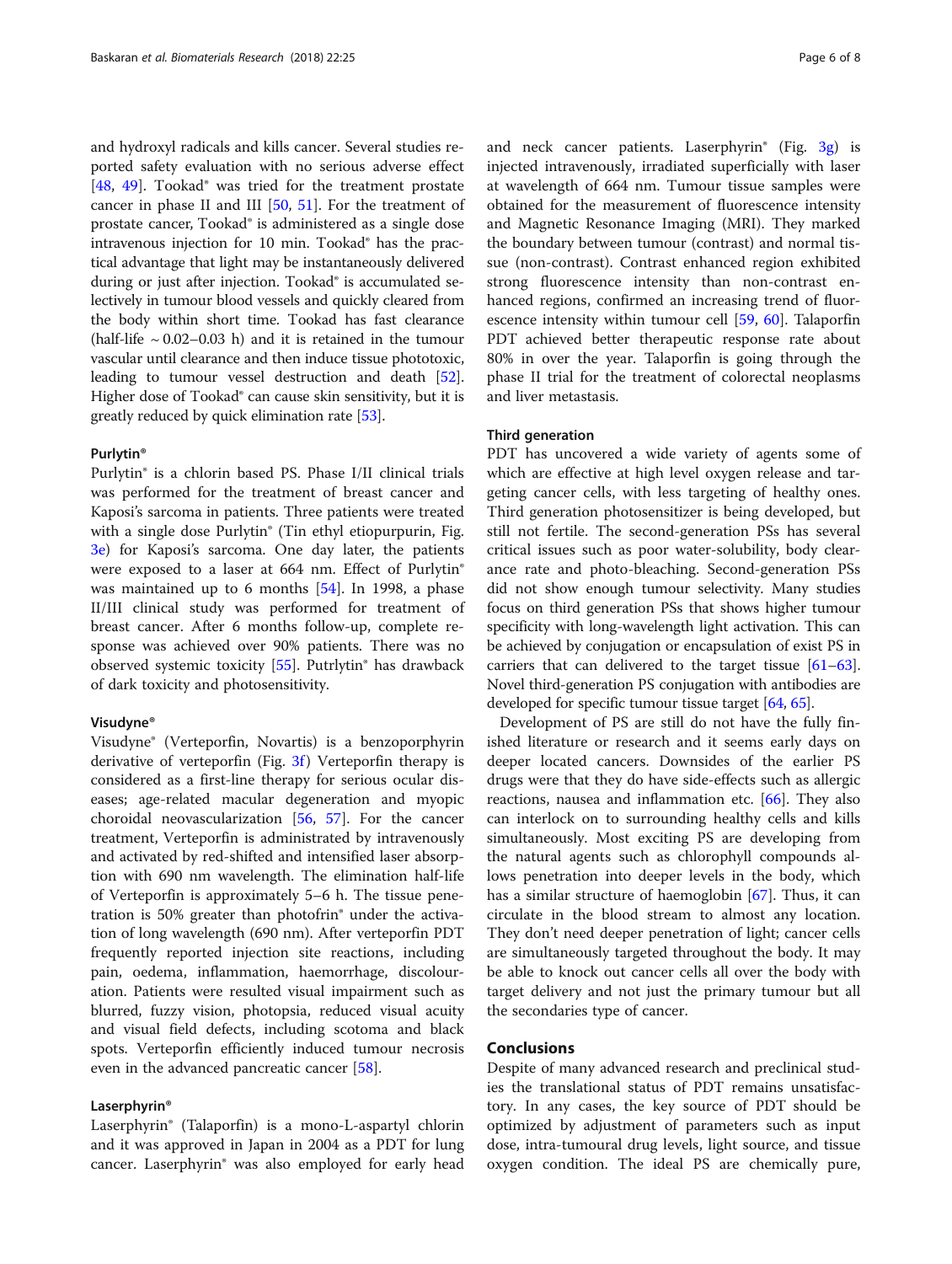and hydroxyl radicals and kills cancer. Several studies reported safety evaluation with no serious adverse effect [48, 49]. Tookad® was tried for the treatment prostate cancer in phase II and III [50, 51]. For the treatment of prostate cancer, Tookad® is administered as a single dose intravenous injection for 10 min. Tookad® has the practical advantage that light may be instantaneously delivered during or just after injection. Tookad® is accumulated selectively in tumour blood vessels and quickly cleared from the body within short time. Tookad has fast clearance (half-life ~ 0.02–0.03 h) and it is retained in the tumour vascular until clearance and then induce tissue phototoxic, leading to tumour vessel destruction and death [52]. Higher dose of Tookad® can cause skin sensitivity, but it is greatly reduced by quick elimination rate [53].

#### Purlytin®

Purlytin® is a chlorin based PS. Phase I/II clinical trials was performed for the treatment of breast cancer and Kaposi's sarcoma in patients. Three patients were treated with a single dose Purlytin® (Tin ethyl etiopurpurin, Fig. 3e) for Kaposi's sarcoma. One day later, the patients were exposed to a laser at 664 nm. Effect of Purlytin® was maintained up to 6 months [54]. In 1998, a phase II/III clinical study was performed for treatment of breast cancer. After 6 months follow-up, complete response was achieved over 90% patients. There was no observed systemic toxicity [55]. Purlytin® has drawback of dark toxicity and photosensitivity.

#### Visudyne®

Visudyne® (Verteporfin, Novartis) is a benzoporphyrin derivative of verteporfin (Fig. 3f) Verteporfin therapy is considered as a first-line therapy for serious ocular diseases; age-related macular degeneration and myopic choroidal neovascularization [56, 57]. For the cancer treatment, Verteporfin is administrated by intravenously and activated by red-shifted and intensified laser absorption with 690 nm wavelength. The elimination half-life of Verteporfin is approximately 5–6 h. The tissue penetration is 50% greater than photofrin® under the activation of long wavelength (690 nm). After verteporfin PDT frequently reported injection site reactions, including pain, oedema, inflammation, haemorrhage, discolouration. Patients were resulted visual impairment such as blurred, fuzzy vision, photopsia, reduced visual acuity and visual field defects, including scotoma and black spots. Verteporfin efficiently induced tumour necrosis even in the advanced pancreatic cancer [58].

#### Laserphyrin®

Laserphyrin® (Talaporfin) is a mono-L-aspartyl chlorin and it was approved in Japan in 2004 as a PDT for lung cancer. Laserphyrin® was also employed for early head and neck cancer patients. Laserphyrin® (Fig. 3g) is injected intravenously, irradiated superficially with laser at wavelength of 664 nm. Tumour tissue samples were obtained for the measurement of fluorescence intensity and Magnetic Resonance Imaging (MRI). They marked the boundary between tumour (contrast) and normal tissue (non-contrast). Contrast enhanced region exhibited strong fluorescence intensity than non-contrast enhanced regions, confirmed an increasing trend of fluorescence intensity within tumour cell [59, 60]. Talaporfin PDT achieved better therapeutic response rate about 80% in over the year. Talaporfin is going through the phase II trial for the treatment of colorectal neoplasms and liver metastasis.

#### Third generation

PDT has uncovered a wide variety of agents some of which are effective at high level oxygen release and targeting cancer cells, with less targeting of healthy ones. Third generation photosensitizer is being developed, but still not fertile. The second-generation PSs has several critical issues such as poor water-solubility, body clearance rate and photo-bleaching. Second-generation PSs did not show enough tumour selectivity. Many studies focus on third generation PSs that shows higher tumour specificity with long-wavelength light activation. This can be achieved by conjugation or encapsulation of exist PS in carriers that can delivered to the target tissue [61–63]. Novel third-generation PS conjugation with antibodies are developed for specific tumour tissue target [64, 65].

Development of PS are still do not have the fully finished literature or research and it seems early days on deeper located cancers. Downsides of the earlier PS drugs were that they do have side-effects such as allergic reactions, nausea and inflammation etc. [66]. They also can interlock on to surrounding healthy cells and kills simultaneously. Most exciting PS are developing from the natural agents such as chlorophyll compounds allows penetration into deeper levels in the body, which has a similar structure of haemoglobin [67]. Thus, it can circulate in the blood stream to almost any location. They don't need deeper penetration of light; cancer cells are simultaneously targeted throughout the body. It may be able to knock out cancer cells all over the body with target delivery and not just the primary tumour but all the secondaries type of cancer.

## Conclusions

Despite of many advanced research and preclinical studies the translational status of PDT remains unsatisfactory. In any cases, the key source of PDT should be optimized by adjustment of parameters such as input dose, intra-tumoural drug levels, light source, and tissue oxygen condition. The ideal PS are chemically pure,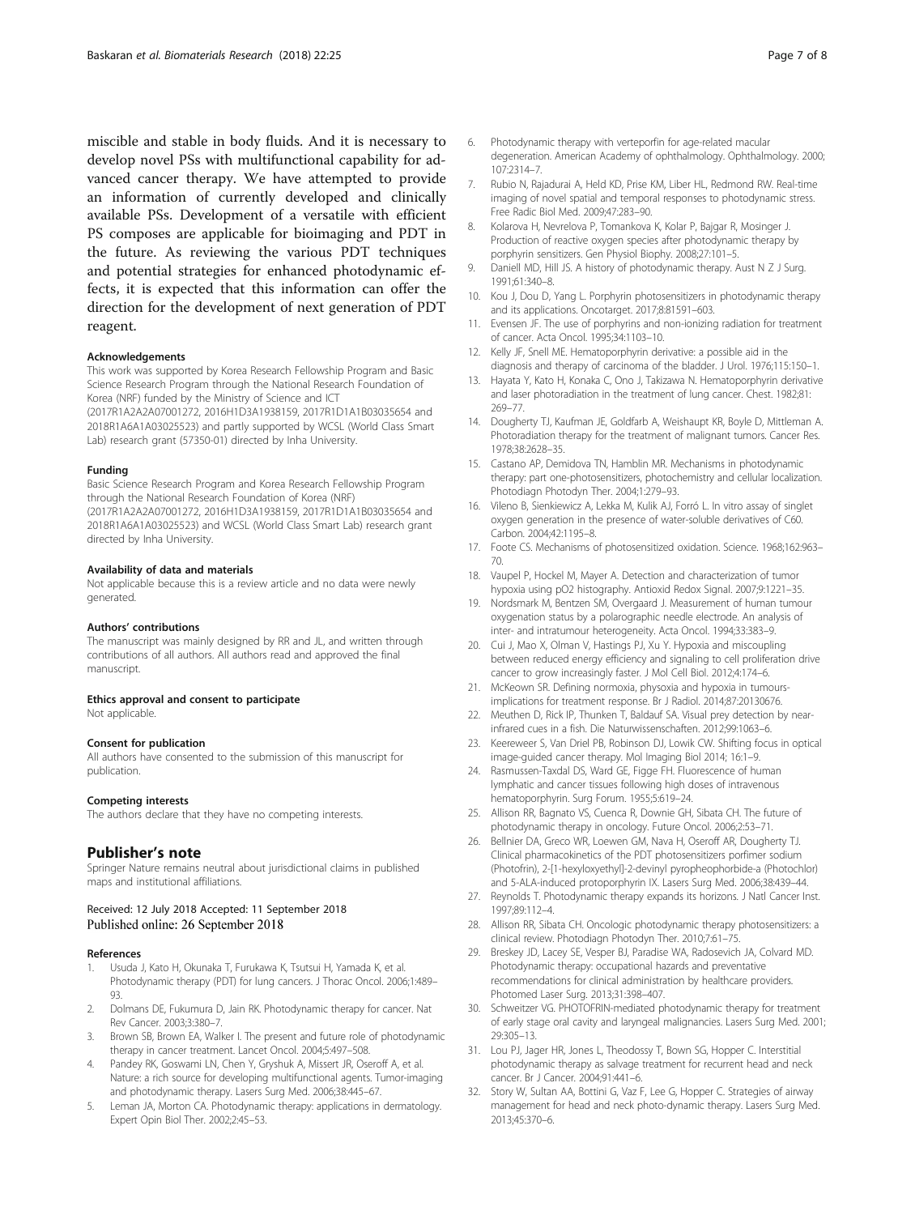miscible and stable in body fluids. And it is necessary to develop novel PSs with multifunctional capability for advanced cancer therapy. We have attempted to provide an information of currently developed and clinically available PSs. Development of a versatile with efficient PS composes are applicable for bioimaging and PDT in the future. As reviewing the various PDT techniques and potential strategies for enhanced photodynamic effects, it is expected that this information can offer the direction for the development of next generation of PDT reagent.

#### Acknowledgements

This work was supported by Korea Research Fellowship Program and Basic Science Research Program through the National Research Foundation of Korea (NRF) funded by the Ministry of Science and ICT (2017R1A2A2A07001272, 2016H1D3A1938159, 2017R1D1A1B03035654 and 2018R1A6A1A03025523) and partly supported by WCSL (World Class Smart Lab) research grant (57350-01) directed by Inha University.

#### Funding

Basic Science Research Program and Korea Research Fellowship Program through the National Research Foundation of Korea (NRF) (2017R1A2A2A07001272, 2016H1D3A1938159, 2017R1D1A1B03035654 and 2018R1A6A1A03025523) and WCSL (World Class Smart Lab) research grant directed by Inha University.

#### Availability of data and materials

Not applicable because this is a review article and no data were newly generated.

#### Authors' contributions

The manuscript was mainly designed by RR and JL, and written through contributions of all authors. All authors read and approved the final manuscript.

#### Ethics approval and consent to participate

Not applicable.

#### Consent for publication

All authors have consented to the submission of this manuscript for publication.

#### Competing interests

The authors declare that they have no competing interests.

## Publisher's note

Springer Nature remains neutral about jurisdictional claims in published maps and institutional affiliations.

Received: 12 July 2018 Accepted: 11 September 2018
Published online: 26 September 2018

#### References

1. Usuda J, Kato H, Okunaka T, Furukawa K, Tsutsui H, Yamada K, et al. Photodynamic therapy (PDT) for lung cancers. J Thorac Oncol. 2006;1:489–93.
2. Dolmans DE, Fukumura D, Jain RK. Photodynamic therapy for cancer. Nat Rev Cancer. 2003;3:380–7.
3. Brown SB, Brown EA, Walker I. The present and future role of photodynamic therapy in cancer treatment. Lancet Oncol. 2004;5:497–508.
4. Pandey RK, Goswami LN, Chen Y, Gryshuk A, Missert JR, Oseroff A, et al. Nature: a rich source for developing multifunctional agents. Tumor-imaging and photodynamic therapy. Lasers Surg Med. 2006;38:445–67.
5. Leman JA, Morton CA. Photodynamic therapy: applications in dermatology. Expert Opin Biol Ther. 2002;2:45–53.
6. Photodynamic therapy with verteporfin for age-related macular degeneration. American Academy of ophthalmology. Ophthalmology. 2000; 107:2314–7.
7. Rubio N, Rajadurai A, Held KD, Prise KM, Liber HL, Redmond RW. Real-time imaging of novel spatial and temporal responses to photodynamic stress. Free Radic Biol Med. 2009;47:283–90.
8. Kolarova H, Nevrelova P, Tomankova K, Kolar P, Bajgar R, Mosinger J. Production of reactive oxygen species after photodynamic therapy by porphyrin sensitizers. Gen Physiol Biophy. 2008;27:101–5.
9. Daniell MD, Hill JS. A history of photodynamic therapy. Aust N Z J Surg. 1991;61:340–8.
10. Kou J, Dou D, Yang L. Porphyrin photosensitizers in photodynamic therapy and its applications. Oncotarget. 2017;8:81591–603.
11. Evensen JF. The use of porphyrins and non-ionizing radiation for treatment of cancer. Acta Oncol. 1995;34:1103–10.
12. Kelly JF, Snell ME. Hematoporphyrin derivative: a possible aid in the diagnosis and therapy of carcinoma of the bladder. J Urol. 1976;115:150–1.
13. Hayata Y, Kato H, Konaka C, Ono J, Takizawa N. Hematoporphyrin derivative and laser photoradiation in the treatment of lung cancer. Chest. 1982;81: 269–77.
14. Dougherty TJ, Kaufman JE, Goldfarb A, Weishaupt KR, Boyle D, Mittleman A. Photoradiation therapy for the treatment of malignant tumors. Cancer Res. 1978;38:2628–35.
15. Castano AP, Demidova TN, Hamblin MR. Mechanisms in photodynamic therapy: part one-photosensitizers, photochemistry and cellular localization. Photodiagn Photodyn Ther. 2004;1:279–93.
16. Vileno B, Sienkiewicz A, Lekka M, Kulik AJ, Forró L. In vitro assay of singlet oxygen generation in the presence of water-soluble derivatives of C60. Carbon. 2004;42:1195–8.
17. Foote CS. Mechanisms of photosensitized oxidation. Science. 1968;162:963–70.
18. Vaupel P, Hockel M, Mayer A. Detection and characterization of tumor hypoxia using pO2 histography. Antioxid Redox Signal. 2007;9:1221–35.
19. Nordsmark M, Bentzen SM, Overgaard J. Measurement of human tumour oxygenation status by a polarographic needle electrode. An analysis of inter- and intratumour heterogeneity. Acta Oncol. 1994;33:383–9.
20. Cui J, Mao X, Olman V, Hastings PJ, Xu Y. Hypoxia and miscoupling between reduced energy efficiency and signaling to cell proliferation drive cancer to grow increasingly faster. J Mol Cell Biol. 2012;4:174–6.
21. McKeown SR. Defining normoxia, physoxia and hypoxia in tumours-implications for treatment response. Br J Radiol. 2014;87:20130676.
22. Meuthen D, Rick IP, Thunken T, Baldauf SA. Visual prey detection by near-infrared cues in a fish. Die Naturwissenschaften. 2012;99:1063–6.
23. Keereweer S, Van Driel PB, Robinson DJ, Lowik CW. Shifting focus in optical image-guided cancer therapy. Mol Imaging Biol 2014; 16:1–9.
24. Rasmussen-Taxdal DS, Ward GE, Figge FH. Fluorescence of human lymphatic and cancer tissues following high doses of intravenous hematoporphyrin. Surg Forum. 1955;5:619–24.
25. Allison RR, Bagnato VS, Cuenca R, Downie GH, Sibata CH. The future of photodynamic therapy in oncology. Future Oncol. 2006;2:53–71.
26. Bellnier DA, Greco WR, Loewen GM, Nava H, Oseroff AR, Dougherty TJ. Clinical pharmacokinetics of the PDT photosensitizers porfimer sodium (Photofrin), 2-[1-hexyloxyethyl]-2-devinyl pyropheophorbide-a (Photochlor) and 5-ALA-induced protoporphyrin IX. Lasers Surg Med. 2006;38:439–44.
27. Reynolds T. Photodynamic therapy expands its horizons. J Natl Cancer Inst. 1997;89:112–4.
28. Allison RR, Sibata CH. Oncologic photodynamic therapy photosensitizers: a clinical review. Photodiagn Photodyn Ther. 2010;7:61–75.
29. Breskey JD, Lacey SE, Vesper BJ, Paradise WA, Radosevich JA, Colvard MD. Photodynamic therapy: occupational hazards and preventative recommendations for clinical administration by healthcare providers. Photomed Laser Surg. 2013;31:398–407.
30. Schweitzer VG. PHOTOFRIN-mediated photodynamic therapy for treatment of early stage oral cavity and laryngeal malignancies. Lasers Surg Med. 2001; 29:305–13.
31. Lou PJ, Jager HR, Jones L, Theodossy T, Bown SG, Hopper C. Interstitial photodynamic therapy as salvage treatment for recurrent head and neck cancer. Br J Cancer. 2004;91:441–6.
32. Story W, Sultan AA, Bottini G, Vaz F, Lee G, Hopper C. Strategies of airway management for head and neck photo-dynamic therapy. Lasers Surg Med. 2013;45:370–6.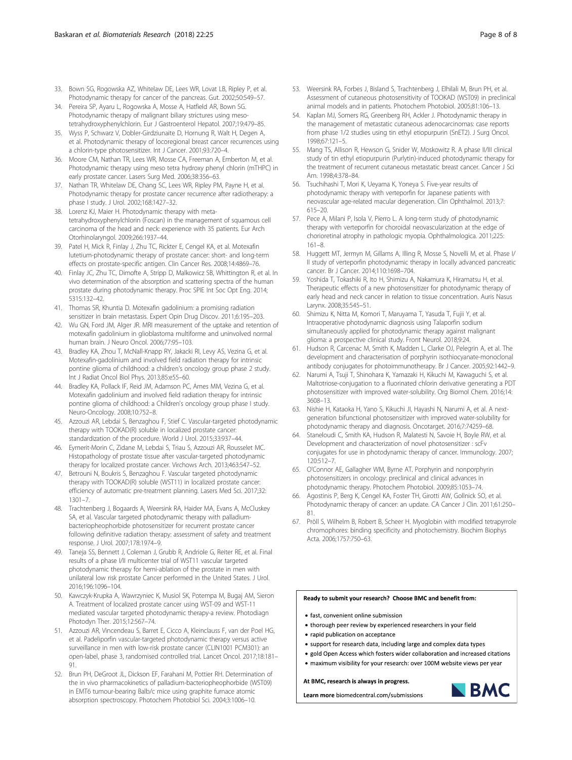33. Bown SG, Rogowska AZ, Whitelaw DE, Lees WR, Lovat LB, Ripley P, et al. Photodynamic therapy for cancer of the pancreas. Gut. 2002;50:549–57.
34. Pereira SP, Ayaru L, Rogowska A, Mosse A, Hatfield AR, Bown SG. Photodynamic therapy of malignant biliary strictures using meso-tetrahydroxyphenylchlorin. Eur J Gastroenterol Hepatol. 2007;19:479–85.
35. Wyss P, Schwarz V, Dobler-Girdziunaite D, Hornung R, Walt H, Degen A, et al. Photodynamic therapy of locoregional breast cancer recurrences using a chlorin-type photosensitizer. Int J Cancer. 2001;93:720–4.
36. Moore CM, Nathan TR, Lees WR, Mosse CA, Freeman A, Emberton M, et al. Photodynamic therapy using meso tetra hydroxy phenyl chlorin (mTHPC) in early prostate cancer. Lasers Surg Med. 2006;38:356–63.
37. Nathan TR, Whitelaw DE, Chang SC, Lees WR, Ripley PM, Payne H, et al. Photodynamic therapy for prostate cancer recurrence after radiotherapy: a phase I study. J Urol. 2002;168:1427–32.
38. Lorenz KJ, Maier H. Photodynamic therapy with meta-tetrahydroxyphenylchlorin (Foscan) in the management of squamous cell carcinoma of the head and neck: experience with 35 patients. Eur Arch Otorhinolaryngol. 2009;266:1937–44.
39. Patel H, Mick R, Finlay J, Zhu TC, Rickter E, Cengel KA, et al. Motexafin lutetium-photodynamic therapy of prostate cancer: short- and long-term effects on prostate-specific antigen. Clin Cancer Res. 2008;14:4869–76.
40. Finlay JC, Zhu TC, Dimofte A, Stripp D, Malkowicz SB, Whittington R, et al. In vivo determination of the absorption and scattering spectra of the human prostate during photodynamic therapy. Proc SPIE Int Soc Opt Eng. 2014; 5315:132–42.
41. Thomas SR, Khuntia D. Motexafin gadolinium: a promising radiation sensitizer in brain metastasis. Expert Opin Drug Discov. 2011;6:195–203.
42. Wu GN, Ford JM, Alger JR. MRI measurement of the uptake and retention of motexafin gadolinium in glioblastoma multiforme and uninvolved normal human brain. J Neuro Oncol. 2006;77:95–103.
43. Bradley KA, Zhou T, McNall-Knapp RY, Jakacki RI, Levy AS, Vezina G, et al. Motexafin-gadolinium and involved field radiation therapy for intrinsic pontine glioma of childhood: a children's oncology group phase 2 study. Int J Radiat Oncol Biol Phys. 2013;85:e55–60.
44. Bradley KA, Pollack IF, Reid JM, Adamson PC, Ames MM, Vezina G, et al. Motexafin gadolinium and involved field radiation therapy for intrinsic pontine glioma of childhood: a Children's oncology group phase I study. Neuro-Oncology. 2008;10:752–8.
45. Azzouzi AR, Lebdai S, Benzaghou F, Stief C. Vascular-targeted photodynamic therapy with TOOKAD(R) soluble in localized prostate cancer: standardization of the procedure. World J Urol. 2015;33:937–44.
46. Eymerit-Morin C, Zidane M, Lebdai S, Triau S, Azzouzi AR, Rousselet MC. Histopathology of prostate tissue after vascular-targeted photodynamic therapy for localized prostate cancer. Virchows Arch. 2013;463:547–52.
47. Betrouni N, Boukris S, Benzaghou F. Vascular targeted photodynamic therapy with TOOKAD(R) soluble (WST11) in localized prostate cancer: efficiency of automatic pre-treatment planning. Lasers Med Sci. 2017;32: 1301–7.
48. Trachtenberg J, Bogaards A, Weersink RA, Haider MA, Evans A, McCluskey SA, et al. Vascular targeted photodynamic therapy with palladium-bacteriopheophorbide photosensitizer for recurrent prostate cancer following definitive radiation therapy: assessment of safety and treatment response. J Urol. 2007;178:1974–9.
49. Taneja SS, Bennett J, Coleman J, Grubb R, Andriole G, Reiter RE, et al. Final results of a phase I/II multicenter trial of WST11 vascular targeted photodynamic therapy for hemi-ablation of the prostate in men with unilateral low risk prostate Cancer performed in the United States. J Urol. 2016;196:1096–104.
50. Kawczyk-Krupka A, Wawrzyniec K, Musiol SK, Potempa M, Bugaj AM, Sieron A. Treatment of localized prostate cancer using WST-09 and WST-11 mediated vascular targeted photodynamic therapy-a review. Photodiagn Photodyn Ther. 2015;12:567–74.
51. Azzouzi AR, Vincendeau S, Barret E, Cicco A, Kleinclauss F, van der Poel HG, et al. Padeliporfin vascular-targeted photodynamic therapy versus active surveillance in men with low-risk prostate cancer (CLIN1001 PCM301): an open-label, phase 3, randomised controlled trial. Lancet Oncol. 2017;18:181–91.
52. Brun PH, DeGroot JL, Dickson EF, Farahani M, Pottier RH. Determination of the in vivo pharmacokinetics of palladium-bacteriopheophorbide (WST09) in EMT6 tumour-bearing Balb/c mice using graphite furnace atomic absorption spectroscopy. Photochem Photobiol Sci. 2004;3:1006–10.
53. Weersink RA, Forbes J, Bisland S, Trachtenberg J, Elhilali M, Brun PH, et al. Assessment of cutaneous photosensitivity of TOOKAD (WST09) in preclinical animal models and in patients. Photochem Photobiol. 2005;81:106–13.
54. Kaplan MJ, Somers RG, Greenberg RH, Ackler J. Photodynamic therapy in the management of metastatic cutaneous adenocarcinomas: case reports from phase 1/2 studies using tin ethyl etiopurpurin (SnET2). J Surg Oncol. 1998;67:121–5.
55. Mang TS, Allison R, Hewson G, Snider W, Moskowitz R. A phase II/III clinical study of tin ethyl etiopurpurin (Purlytin)-induced photodynamic therapy for the treatment of recurrent cutaneous metastatic breast cancer. Cancer J Sci Am. 1998;4:378–84.
56. Tsuchihashi T, Mori K, Ueyama K, Yoneya S. Five-year results of photodynamic therapy with verteporfin for Japanese patients with neovascular age-related macular degeneration. Clin Ophthalmol. 2013;7: 615–20.
57. Pece A, Milani P, Isola V, Pierro L. A long-term study of photodynamic therapy with verteporfin for choroidal neovascularization at the edge of chorioretinal atrophy in pathologic myopia. Ophthalmologica. 2011;225: 161–8.
58. Huggett MT, Jermyn M, Gillams A, Illing R, Mosse S, Novelli M, et al. Phase I/ II study of verteporfin photodynamic therapy in locally advanced pancreatic cancer. Br J Cancer. 2014;110:1698–704.
59. Yoshida T, Tokashiki R, Ito H, Shimizu A, Nakamura K, Hiramatsu H, et al. Therapeutic effects of a new photosensitizer for photodynamic therapy of early head and neck cancer in relation to tissue concentration. Auris Nasus Larynx. 2008;35:545–51.
60. Shimizu K, Nitta M, Komori T, Maruyama T, Yasuda T, Fujii Y, et al. Intraoperative photodynamic diagnosis using Talaporfin sodium simultaneously applied for photodynamic therapy against malignant glioma: a prospective clinical study. Front Neurol. 2018;9:24.
61. Hudson R, Carcenac M, Smith K, Madden L, Clarke OJ, Pelegrin A, et al. The development and characterisation of porphyrin isothiocyanate-monoclonal antibody conjugates for photoimmunotherapy. Br J Cancer. 2005;92:1442–9.
62. Narumi A, Tsuji T, Shinohara K, Yamazaki H, Kikuchi M, Kawaguchi S, et al. Maltotriose-conjugation to a fluorinated chlorin derivative generating a PDT photosensitizer with improved water-solubility. Org Biomol Chem. 2016;14: 3608–13.
63. Nishie H, Kataoka H, Yano S, Kikuchi JI, Hayashi N, Narumi A, et al. A next-generation bifunctional photosensitizer with improved water-solubility for photodynamic therapy and diagnosis. Oncotarget. 2016;7:74259–68.
64. Staneloudi C, Smith KA, Hudson R, Malatesti N, Savoie H, Boyle RW, et al. Development and characterization of novel photosensitizer : scFv conjugates for use in photodynamic therapy of cancer. Immunology. 2007; 120:512–7.
65. O'Connor AE, Gallagher WM, Byrne AT. Porphyrin and nonporphyrin photosensitizers in oncology: preclinical and clinical advances in photodynamic therapy. Photochem Photobiol. 2009;85:1053–74.
66. Agostinis P, Berg K, Cengel KA, Foster TH, Girotti AW, Gollnick SO, et al. Photodynamic therapy of cancer: an update. CA Cancer J Clin. 2011;61:250–81.
67. Pröll S, Wilhelm B, Robert B, Scheer H. Myoglobin with modified tetrapyrrole chromophores: binding specificity and photochemistry. Biochim Biophys Acta. 2006;1757:750–63.

**Ready to submit your research? Choose BMC and benefit from:**

- fast, convenient online submission
- thorough peer review by experienced researchers in your field
- rapid publication on acceptance
- support for research data, including large and complex data types
- gold Open Access which fosters wider collaboration and increased citations
- maximum visibility for your research: over 100M website views per year

**At BMC, research is always in progress.**

**Learn more** biomedcentral.com/submissions

BMC